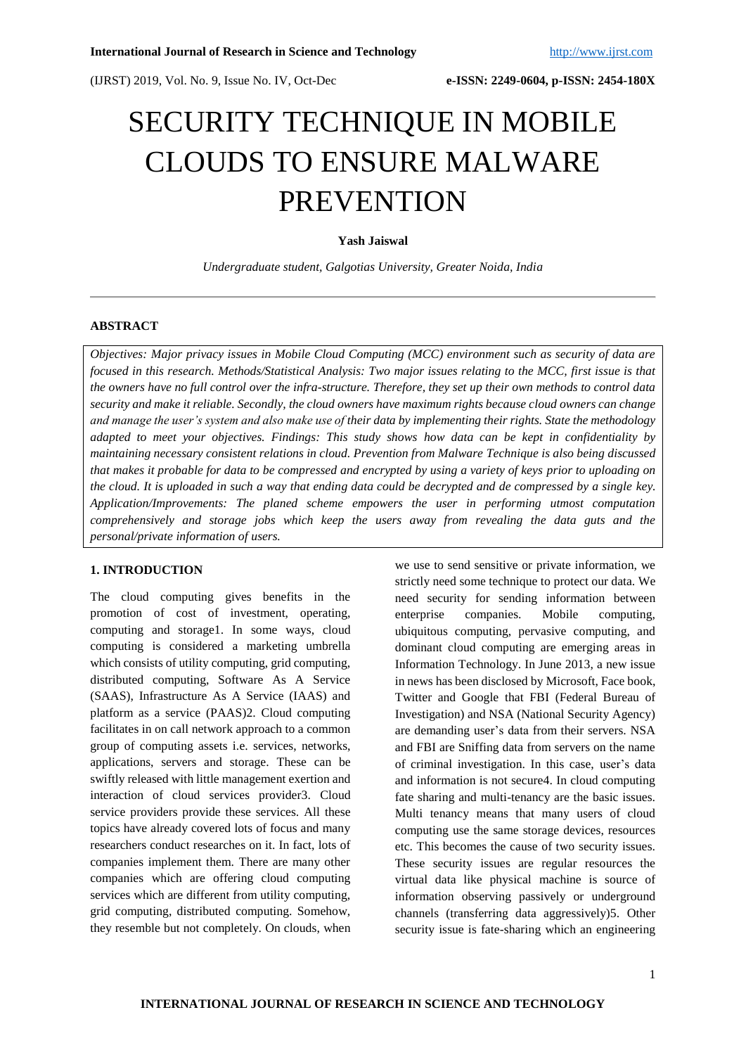# SECURITY TECHNIQUE IN MOBILE CLOUDS TO ENSURE MALWARE PREVENTION

**Yash Jaiswal**

*Undergraduate student, Galgotias University, Greater Noida, India*

---

## ABSTRACT

*Objectives: Major privacy issues in Mobile Cloud Computing (MCC) environment such as security of data are focused in this research. Methods/Statistical Analysis: Two major issues relating to the MCC, first issue is that the owners have no full control over the infra-structure. Therefore, they set up their own methods to control data security and make it reliable. Secondly, the cloud owners have maximum rights because cloud owners can change and manage the user's system and also make use of their data by implementing their rights. State the methodology adapted to meet your objectives. Findings: This study shows how data can be kept in confidentiality by maintaining necessary consistent relations in cloud. Prevention from Malware Technique is also being discussed that makes it probable for data to be compressed and encrypted by using a variety of keys prior to uploading on the cloud. It is uploaded in such a way that ending data could be decrypted and de compressed by a single key. Application/Improvements: The planed scheme empowers the user in performing utmost computation comprehensively and storage jobs which keep the users away from revealing the data guts and the personal/private information of users.*

## 1. INTRODUCTION

The cloud computing gives benefits in the promotion of cost of investment, operating, computing and storage1. In some ways, cloud computing is considered a marketing umbrella which consists of utility computing, grid computing, distributed computing, Software As A Service (SAAS), Infrastructure As A Service (IAAS) and platform as a service (PAAS)2. Cloud computing facilitates in on call network approach to a common group of computing assets i.e. services, networks, applications, servers and storage. These can be swiftly released with little management exertion and interaction of cloud services provider3. Cloud service providers provide these services. All these topics have already covered lots of focus and many researchers conduct researches on it. In fact, lots of companies implement them. There are many other companies which are offering cloud computing services which are different from utility computing, grid computing, distributed computing. Somehow, they resemble but not completely. On clouds, when we use to send sensitive or private information, we strictly need some technique to protect our data. We need security for sending information between enterprise companies. Mobile computing, ubiquitous computing, pervasive computing, and dominant cloud computing are emerging areas in Information Technology. In June 2013, a new issue in news has been disclosed by Microsoft, Face book, Twitter and Google that FBI (Federal Bureau of Investigation) and NSA (National Security Agency) are demanding user's data from their servers. NSA and FBI are Sniffing data from servers on the name of criminal investigation. In this case, user's data and information is not secure4. In cloud computing fate sharing and multi-tenancy are the basic issues. Multi tenancy means that many users of cloud computing use the same storage devices, resources etc. This becomes the cause of two security issues. These security issues are regular resources the virtual data like physical machine is source of information observing passively or underground channels (transferring data aggressively)5. Other security issue is fate-sharing which an engineering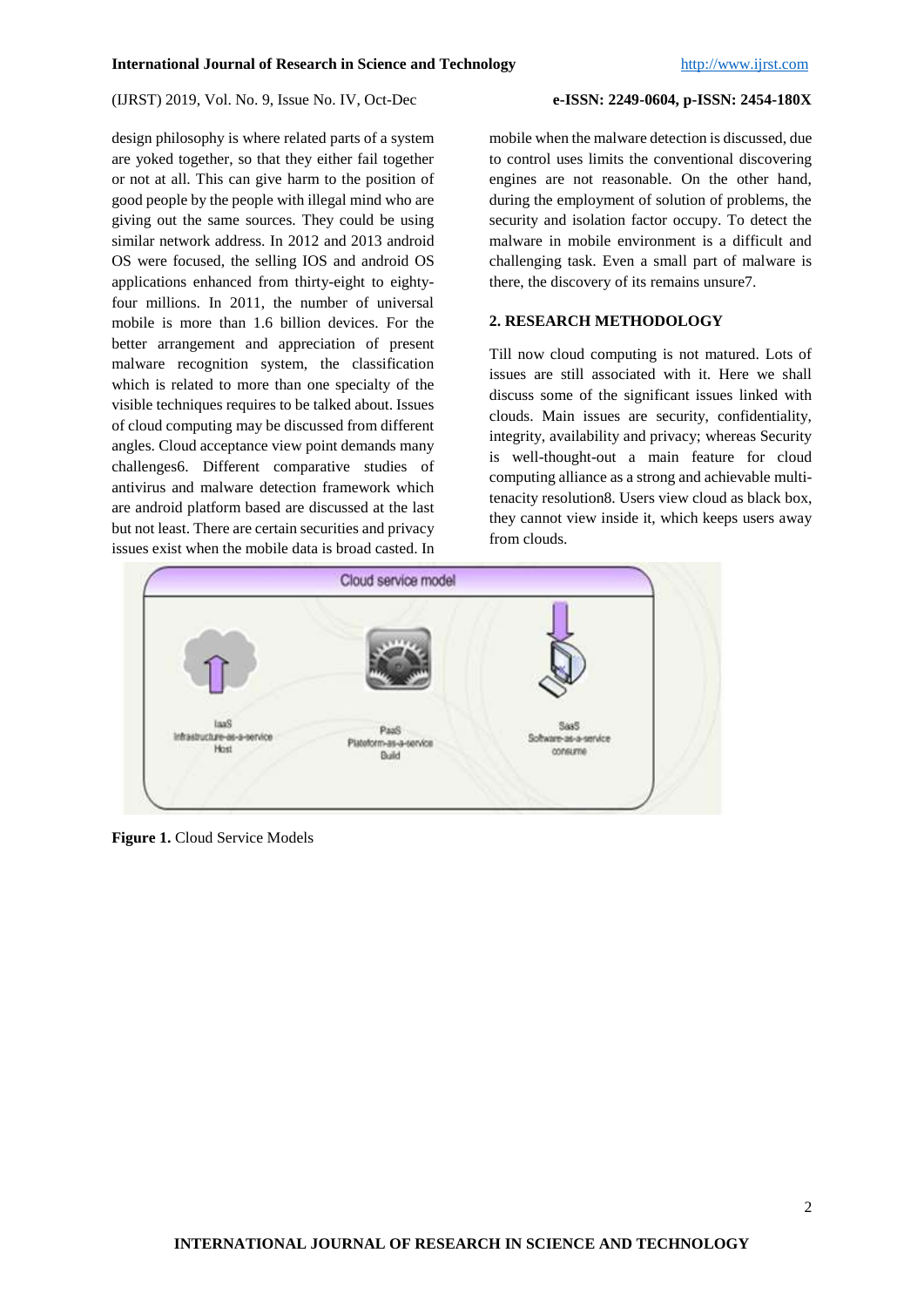design philosophy is where related parts of a system are yoked together, so that they either fail together or not at all. This can give harm to the position of good people by the people with illegal mind who are giving out the same sources. They could be using similar network address. In 2012 and 2013 android OS were focused, the selling IOS and android OS applications enhanced from thirty-eight to eighty-four millions. In 2011, the number of universal mobile is more than 1.6 billion devices. For the better arrangement and appreciation of present malware recognition system, the classification which is related to more than one specialty of the visible techniques requires to be talked about. Issues of cloud computing may be discussed from different angles. Cloud acceptance view point demands many challenges6. Different comparative studies of antivirus and malware detection framework which are android platform based are discussed at the last but not least. There are certain securities and privacy issues exist when the mobile data is broad casted. In mobile when the malware detection is discussed, due to control uses limits the conventional discovering engines are not reasonable. On the other hand, during the employment of solution of problems, the security and isolation factor occupy. To detect the malware in mobile environment is a difficult and challenging task. Even a small part of malware is there, the discovery of its remains unsure7.

## 2. RESEARCH METHODOLOGY

Till now cloud computing is not matured. Lots of issues are still associated with it. Here we shall discuss some of the significant issues linked with clouds. Main issues are security, confidentiality, integrity, availability and privacy; whereas Security is well-thought-out a main feature for cloud computing alliance as a strong and achievable multi-tenacity resolution8. Users view cloud as black box, they cannot view inside it, which keeps users away from clouds.

**Figure 1.** Cloud Service Models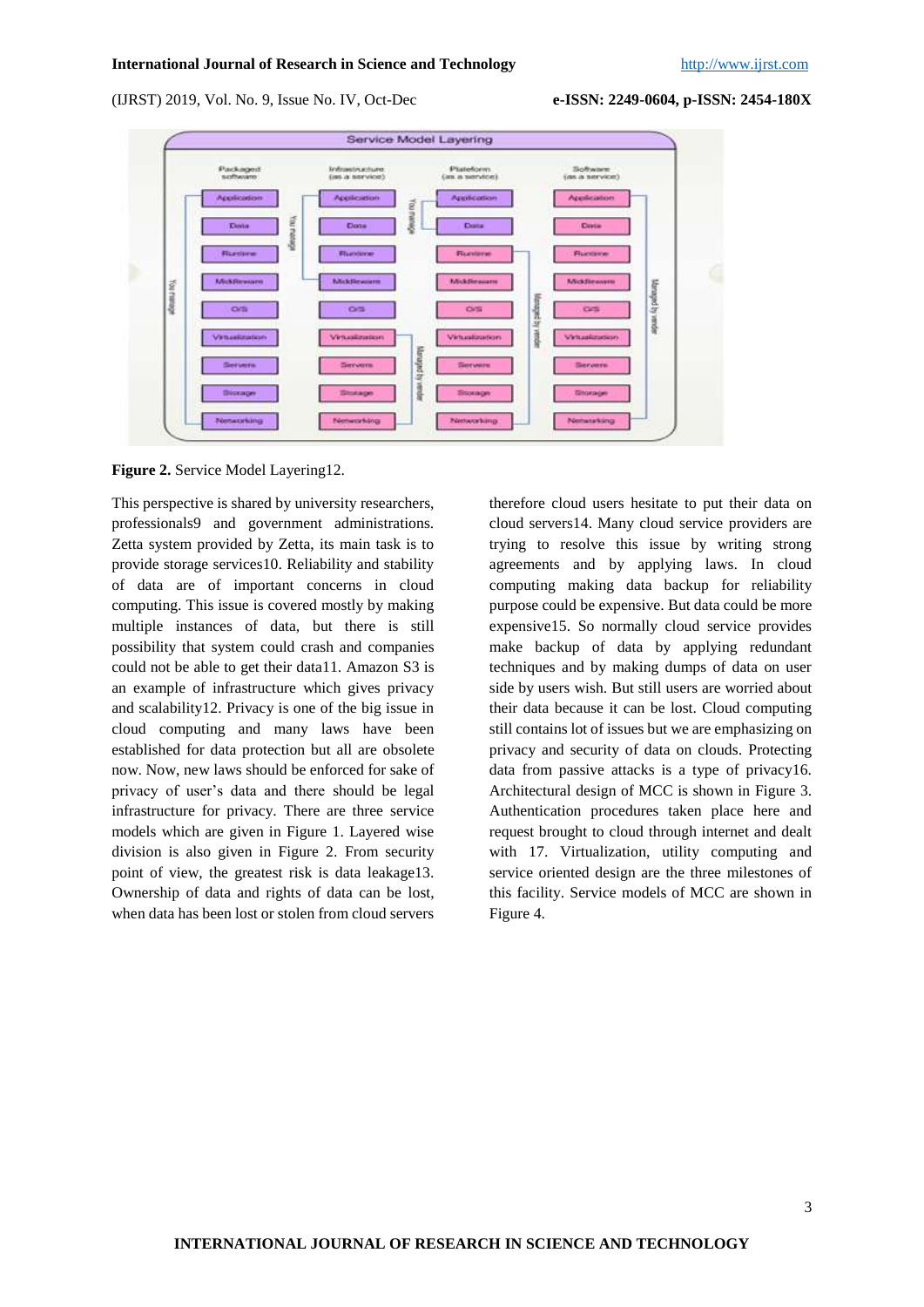**Figure 2.** Service Model Layering12.

This perspective is shared by university researchers, professionals9 and government administrations. Zetta system provided by Zetta, its main task is to provide storage services10. Reliability and stability of data are of important concerns in cloud computing. This issue is covered mostly by making multiple instances of data, but there is still possibility that system could crash and companies could not be able to get their data11. Amazon S3 is an example of infrastructure which gives privacy and scalability12. Privacy is one of the big issue in cloud computing and many laws have been established for data protection but all are obsolete now. Now, new laws should be enforced for sake of privacy of user's data and there should be legal infrastructure for privacy. There are three service models which are given in Figure 1. Layered wise division is also given in Figure 2. From security point of view, the greatest risk is data leakage13. Ownership of data and rights of data can be lost, when data has been lost or stolen from cloud servers therefore cloud users hesitate to put their data on cloud servers14. Many cloud service providers are trying to resolve this issue by writing strong agreements and by applying laws. In cloud computing making data backup for reliability purpose could be expensive. But data could be more expensive15. So normally cloud service provides make backup of data by applying redundant techniques and by making dumps of data on user side by users wish. But still users are worried about their data because it can be lost. Cloud computing still contains lot of issues but we are emphasizing on privacy and security of data on clouds. Protecting data from passive attacks is a type of privacy16. Architectural design of MCC is shown in Figure 3. Authentication procedures taken place here and request brought to cloud through internet and dealt with 17. Virtualization, utility computing and service oriented design are the three milestones of this facility. Service models of MCC are shown in Figure 4.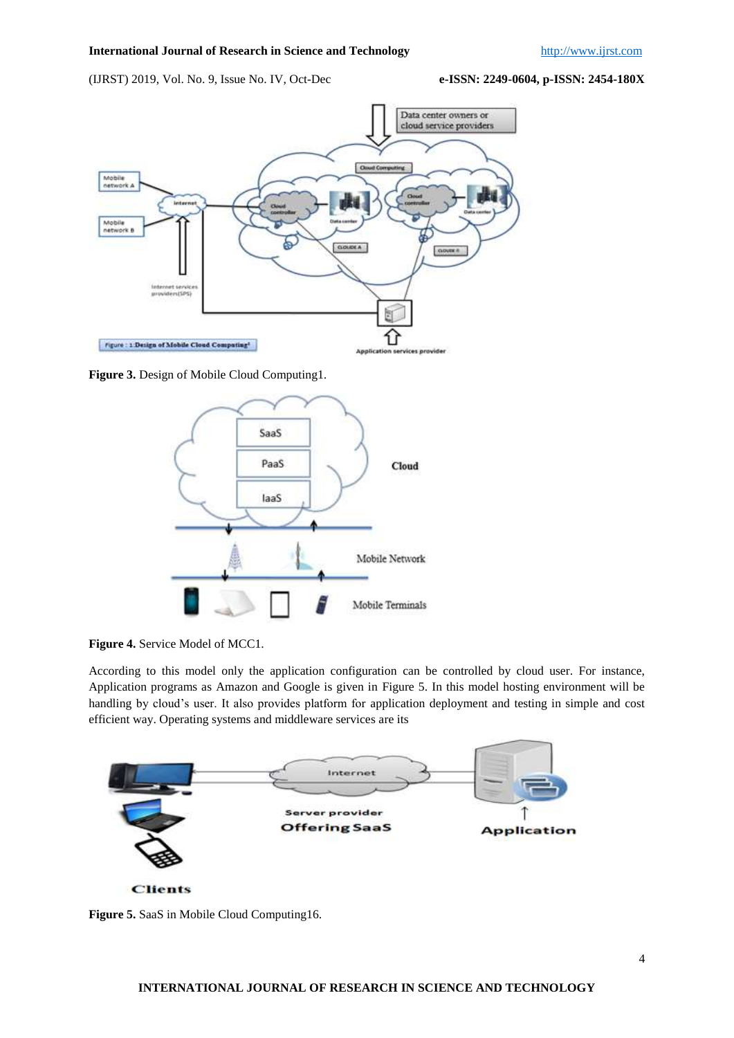**Figure 3.** Design of Mobile Cloud Computing1.

**Figure 4.** Service Model of MCC1.

According to this model only the application configuration can be controlled by cloud user. For instance, Application programs as Amazon and Google is given in Figure 5. In this model hosting environment will be handling by cloud's user. It also provides platform for application deployment and testing in simple and cost efficient way. Operating systems and middleware services are its

**Figure 5.** SaaS in Mobile Cloud Computing16.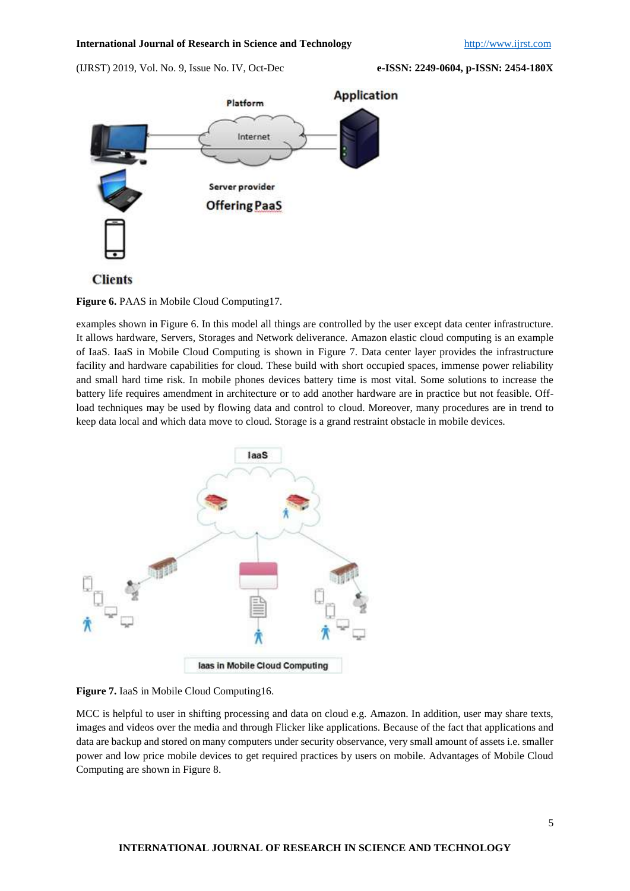**Figure 6.** PAAS in Mobile Cloud Computing17.

examples shown in Figure 6. In this model all things are controlled by the user except data center infrastructure. It allows hardware, Servers, Storages and Network deliverance. Amazon elastic cloud computing is an example of IaaS. IaaS in Mobile Cloud Computing is shown in Figure 7. Data center layer provides the infrastructure facility and hardware capabilities for cloud. These build with short occupied spaces, immense power reliability and small hard time risk. In mobile phones devices battery time is most vital. Some solutions to increase the battery life requires amendment in architecture or to add another hardware are in practice but not feasible. Off-load techniques may be used by flowing data and control to cloud. Moreover, many procedures are in trend to keep data local and which data move to cloud. Storage is a grand restraint obstacle in mobile devices.

**Figure 7.** IaaS in Mobile Cloud Computing16.

MCC is helpful to user in shifting processing and data on cloud e.g. Amazon. In addition, user may share texts, images and videos over the media and through Flicker like applications. Because of the fact that applications and data are backup and stored on many computers under security observance, very small amount of assets i.e. smaller power and low price mobile devices to get required practices by users on mobile. Advantages of Mobile Cloud Computing are shown in Figure 8.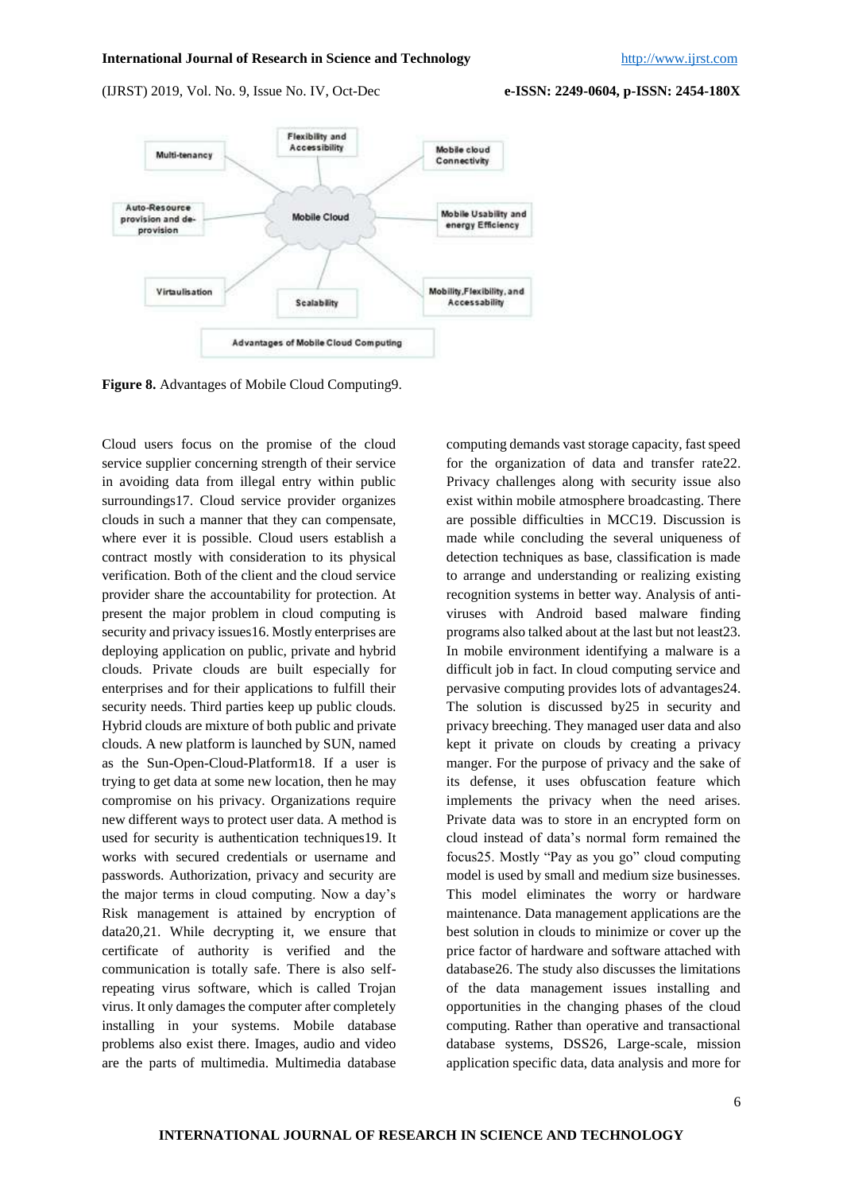**Figure 8.** Advantages of Mobile Cloud Computing9.

Cloud users focus on the promise of the cloud service supplier concerning strength of their service in avoiding data from illegal entry within public surroundings17. Cloud service provider organizes clouds in such a manner that they can compensate, where ever it is possible. Cloud users establish a contract mostly with consideration to its physical verification. Both of the client and the cloud service provider share the accountability for protection. At present the major problem in cloud computing is security and privacy issues16. Mostly enterprises are deploying application on public, private and hybrid clouds. Private clouds are built especially for enterprises and for their applications to fulfill their security needs. Third parties keep up public clouds. Hybrid clouds are mixture of both public and private clouds. A new platform is launched by SUN, named as the Sun-Open-Cloud-Platform18. If a user is trying to get data at some new location, then he may compromise on his privacy. Organizations require new different ways to protect user data. A method is used for security is authentication techniques19. It works with secured credentials or username and passwords. Authorization, privacy and security are the major terms in cloud computing. Now a day's Risk management is attained by encryption of data20,21. While decrypting it, we ensure that certificate of authority is verified and the communication is totally safe. There is also self-repeating virus software, which is called Trojan virus. It only damages the computer after completely installing in your systems. Mobile database problems also exist there. Images, audio and video are the parts of multimedia. Multimedia database computing demands vast storage capacity, fast speed for the organization of data and transfer rate22. Privacy challenges along with security issue also exist within mobile atmosphere broadcasting. There are possible difficulties in MCC19. Discussion is made while concluding the several uniqueness of detection techniques as base, classification is made to arrange and understanding or realizing existing recognition systems in better way. Analysis of anti-viruses with Android based malware finding programs also talked about at the last but not least23. In mobile environment identifying a malware is a difficult job in fact. In cloud computing service and pervasive computing provides lots of advantages24. The solution is discussed by25 in security and privacy breeching. They managed user data and also kept it private on clouds by creating a privacy manger. For the purpose of privacy and the sake of its defense, it uses obfuscation feature which implements the privacy when the need arises. Private data was to store in an encrypted form on cloud instead of data's normal form remained the focus25. Mostly "Pay as you go" cloud computing model is used by small and medium size businesses. This model eliminates the worry or hardware maintenance. Data management applications are the best solution in clouds to minimize or cover up the price factor of hardware and software attached with database26. The study also discusses the limitations of the data management issues installing and opportunities in the changing phases of the cloud computing. Rather than operative and transactional database systems, DSS26, Large-scale, mission application specific data, data analysis and more for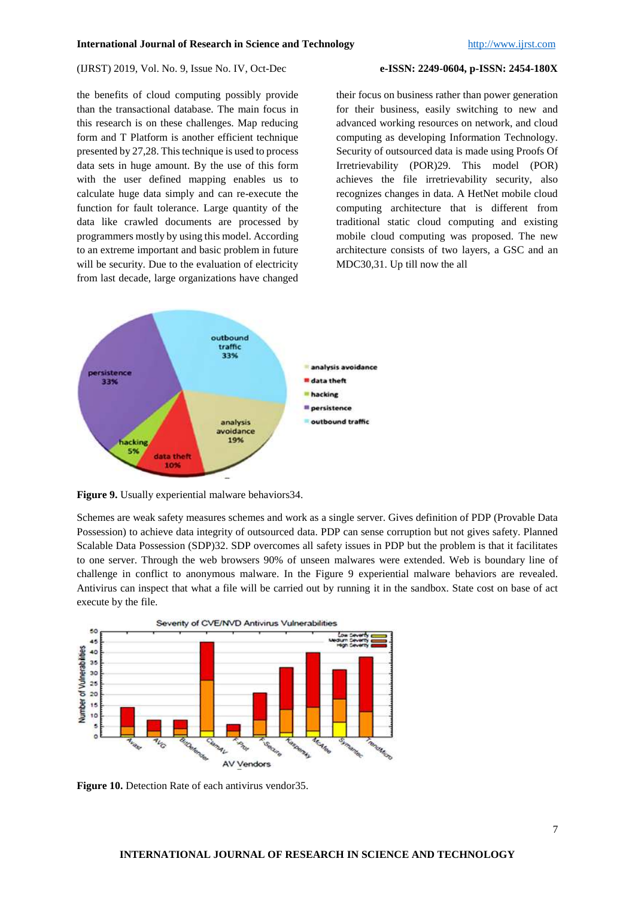the benefits of cloud computing possibly provide than the transactional database. The main focus in this research is on these challenges. Map reducing form and T Platform is another efficient technique presented by 27,28. This technique is used to process data sets in huge amount. By the use of this form with the user defined mapping enables us to calculate huge data simply and can re-execute the function for fault tolerance. Large quantity of the data like crawled documents are processed by programmers mostly by using this model. According to an extreme important and basic problem in future will be security. Due to the evaluation of electricity from last decade, large organizations have changed their focus on business rather than power generation for their business, easily switching to new and advanced working resources on network, and cloud computing as developing Information Technology. Security of outsourced data is made using Proofs Of Irretrievability (POR)29. This model (POR) achieves the file irretrievability security, also recognizes changes in data. A HetNet mobile cloud computing architecture that is different from traditional static cloud computing and existing mobile cloud computing was proposed. The new architecture consists of two layers, a GSC and an MDC30,31. Up till now the all

**Figure 9.** Usually experiential malware behaviors34.

Schemes are weak safety measures schemes and work as a single server. Gives definition of PDP (Provable Data Possession) to achieve data integrity of outsourced data. PDP can sense corruption but not gives safety. Planned Scalable Data Possession (SDP)32. SDP overcomes all safety issues in PDP but the problem is that it facilitates to one server. Through the web browsers 90% of unseen malwares were extended. Web is boundary line of challenge in conflict to anonymous malware. In the Figure 9 experiential malware behaviors are revealed. Antivirus can inspect that what a file will be carried out by running it in the sandbox. State cost on base of act execute by the file.

**Figure 10.** Detection Rate of each antivirus vendor35.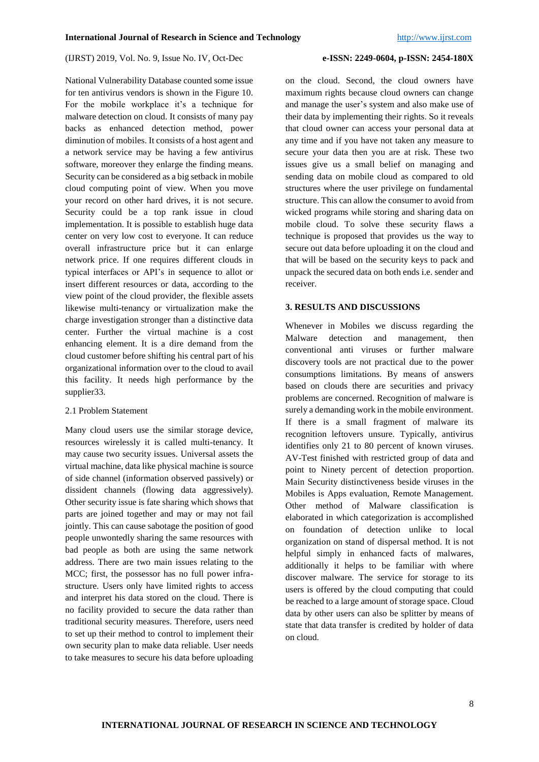National Vulnerability Database counted some issue for ten antivirus vendors is shown in the Figure 10. For the mobile workplace it's a technique for malware detection on cloud. It consists of many pay backs as enhanced detection method, power diminution of mobiles. It consists of a host agent and a network service may be having a few antivirus software, moreover they enlarge the finding means. Security can be considered as a big setback in mobile cloud computing point of view. When you move your record on other hard drives, it is not secure. Security could be a top rank issue in cloud implementation. It is possible to establish huge data center on very low cost to everyone. It can reduce overall infrastructure price but it can enlarge network price. If one requires different clouds in typical interfaces or API's in sequence to allot or insert different resources or data, according to the view point of the cloud provider, the flexible assets likewise multi-tenancy or virtualization make the charge investigation stronger than a distinctive data center. Further the virtual machine is a cost enhancing element. It is a dire demand from the cloud customer before shifting his central part of his organizational information over to the cloud to avail this facility. It needs high performance by the supplier33.

### 2.1 Problem Statement

Many cloud users use the similar storage device, resources wirelessly it is called multi-tenancy. It may cause two security issues. Universal assets the virtual machine, data like physical machine is source of side channel (information observed passively) or dissident channels (flowing data aggressively). Other security issue is fate sharing which shows that parts are joined together and may or may not fail jointly. This can cause sabotage the position of good people unwontedly sharing the same resources with bad people as both are using the same network address. There are two main issues relating to the MCC; first, the possessor has no full power infra-structure. Users only have limited rights to access and interpret his data stored on the cloud. There is no facility provided to secure the data rather than traditional security measures. Therefore, users need to set up their method to control to implement their own security plan to make data reliable. User needs to take measures to secure his data before uploading on the cloud. Second, the cloud owners have maximum rights because cloud owners can change and manage the user's system and also make use of their data by implementing their rights. So it reveals that cloud owner can access your personal data at any time and if you have not taken any measure to secure your data then you are at risk. These two issues give us a small belief on managing and sending data on mobile cloud as compared to old structures where the user privilege on fundamental structure. This can allow the consumer to avoid from wicked programs while storing and sharing data on mobile cloud. To solve these security flaws a technique is proposed that provides us the way to secure out data before uploading it on the cloud and that will be based on the security keys to pack and unpack the secured data on both ends i.e. sender and receiver.

## 3. RESULTS AND DISCUSSIONS

Whenever in Mobiles we discuss regarding the Malware detection and management, then conventional anti viruses or further malware discovery tools are not practical due to the power consumptions limitations. By means of answers based on clouds there are securities and privacy problems are concerned. Recognition of malware is surely a demanding work in the mobile environment. If there is a small fragment of malware its recognition leftovers unsure. Typically, antivirus identifies only 21 to 80 percent of known viruses. AV-Test finished with restricted group of data and point to Ninety percent of detection proportion. Main Security distinctiveness beside viruses in the Mobiles is Apps evaluation, Remote Management. Other method of Malware classification is elaborated in which categorization is accomplished on foundation of detection unlike to local organization on stand of dispersal method. It is not helpful simply in enhanced facts of malwares, additionally it helps to be familiar with where discover malware. The service for storage to its users is offered by the cloud computing that could be reached to a large amount of storage space. Cloud data by other users can also be splitter by means of state that data transfer is credited by holder of data on cloud.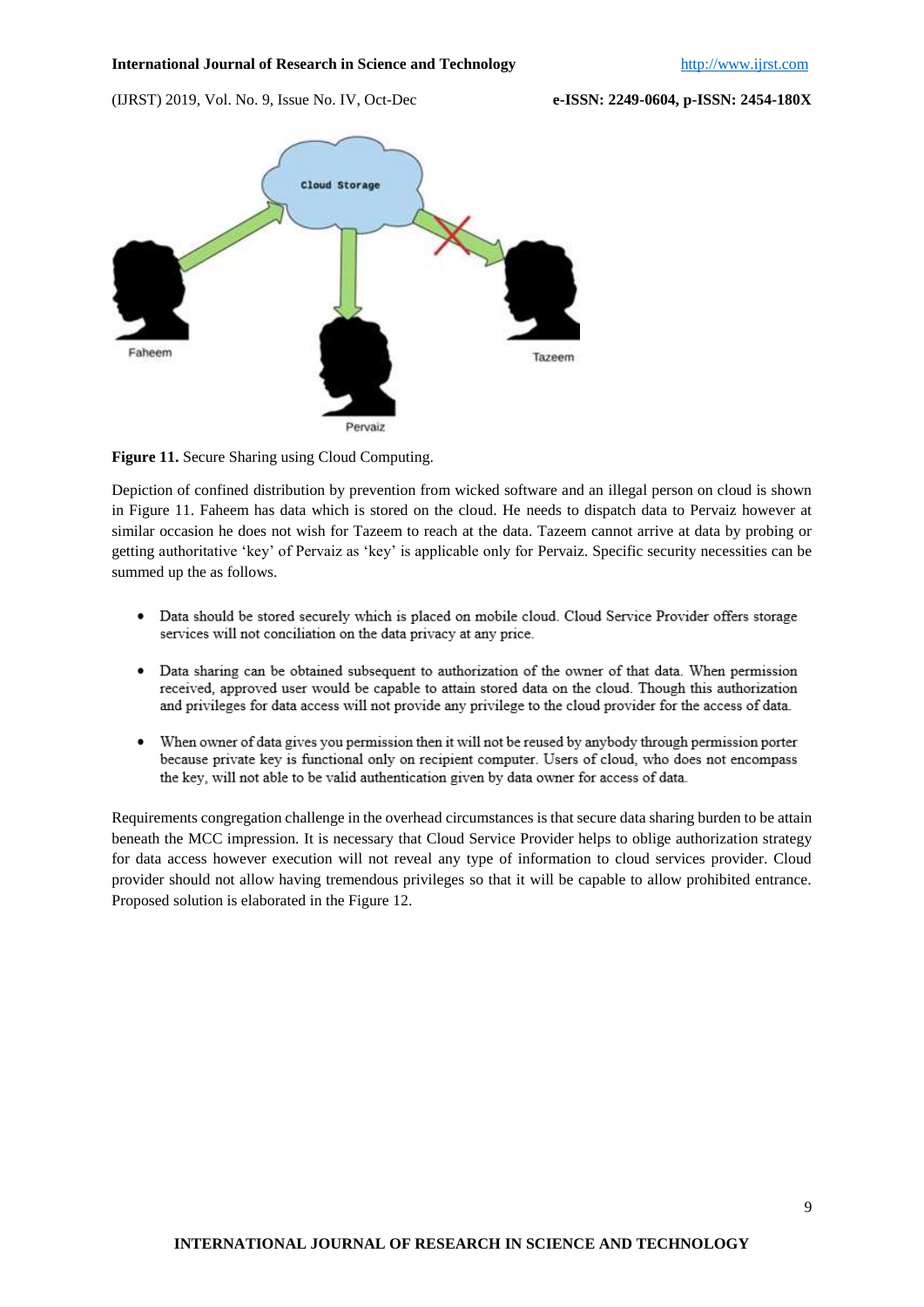**Figure 11.** Secure Sharing using Cloud Computing.

Depiction of confined distribution by prevention from wicked software and an illegal person on cloud is shown in Figure 11. Faheem has data which is stored on the cloud. He needs to dispatch data to Pervaiz however at similar occasion he does not wish for Tazeem to reach at the data. Tazeem cannot arrive at data by probing or getting authoritative 'key' of Pervaiz as 'key' is applicable only for Pervaiz. Specific security necessities can be summed up the as follows.

- Data should be stored securely which is placed on mobile cloud. Cloud Service Provider offers storage services will not conciliation on the data privacy at any price.
- Data sharing can be obtained subsequent to authorization of the owner of that data. When permission received, approved user would be capable to attain stored data on the cloud. Though this authorization and privileges for data access will not provide any privilege to the cloud provider for the access of data.
- When owner of data gives you permission then it will not be reused by anybody through permission porter because private key is functional only on recipient computer. Users of cloud, who does not encompass the key, will not able to be valid authentication given by data owner for access of data.

Requirements congregation challenge in the overhead circumstances is that secure data sharing burden to be attain beneath the MCC impression. It is necessary that Cloud Service Provider helps to oblige authorization strategy for data access however execution will not reveal any type of information to cloud services provider. Cloud provider should not allow having tremendous privileges so that it will be capable to allow prohibited entrance. Proposed solution is elaborated in the Figure 12.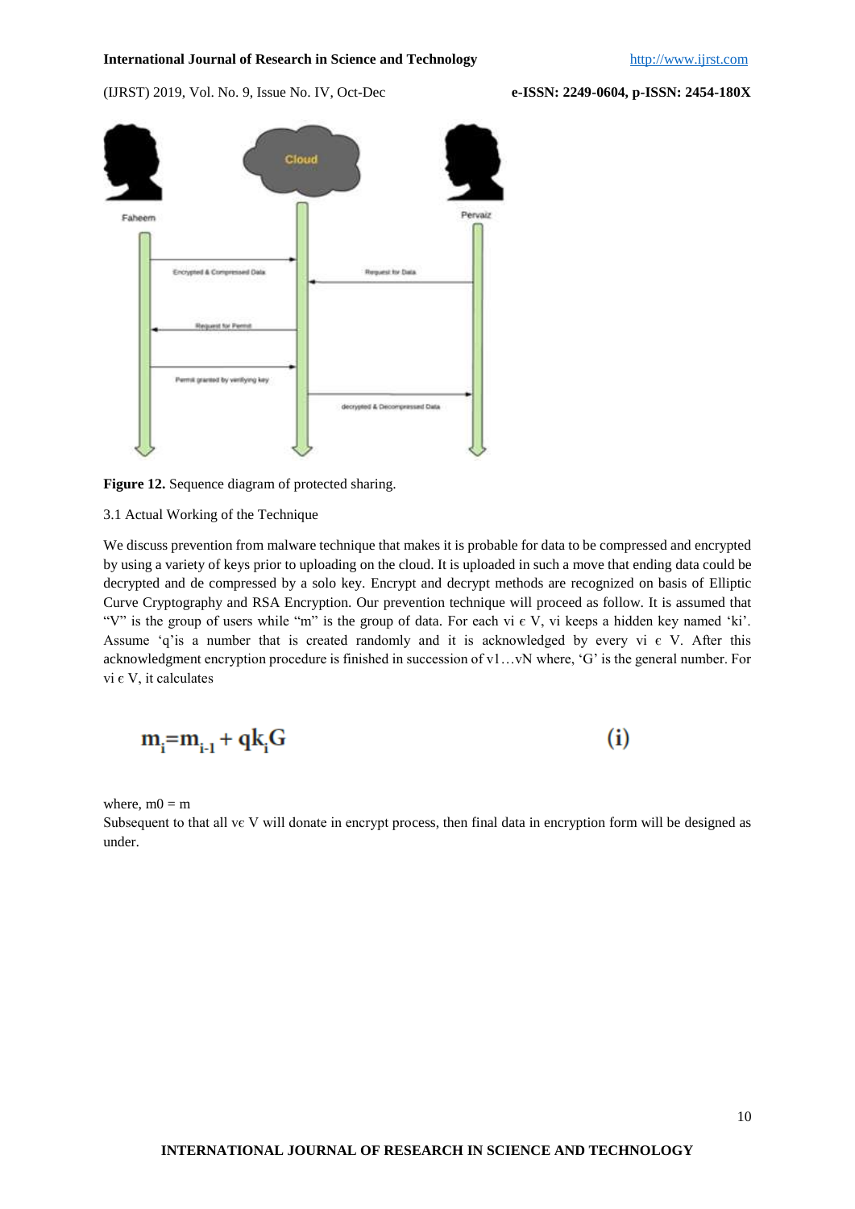**Figure 12.** Sequence diagram of protected sharing.

3.1 Actual Working of the Technique

We discuss prevention from malware technique that makes it is probable for data to be compressed and encrypted by using a variety of keys prior to uploading on the cloud. It is uploaded in such a move that ending data could be decrypted and de compressed by a solo key. Encrypt and decrypt methods are recognized on basis of Elliptic Curve Cryptography and RSA Encryption. Our prevention technique will proceed as follow. It is assumed that "V" is the group of users while "m" is the group of data. For each $v_i \in V$, $v_i$ keeps a hidden key named '$k_i$'. Assume '$q$'is a number that is created randomly and it is acknowledged by every $v_i \in V$. After this acknowledgment encryption procedure is finished in succession of $v_1 \ldots v_N$ where, '$G$' is the general number. For $v_i \in V$, it calculates

$$m_i = m_{i-1} + q k_i G \qquad \text{(i)}$$

where, $m_0 = m$

Subsequent to that all $v \in V$ will donate in encrypt process, then final data in encryption form will be designed as under.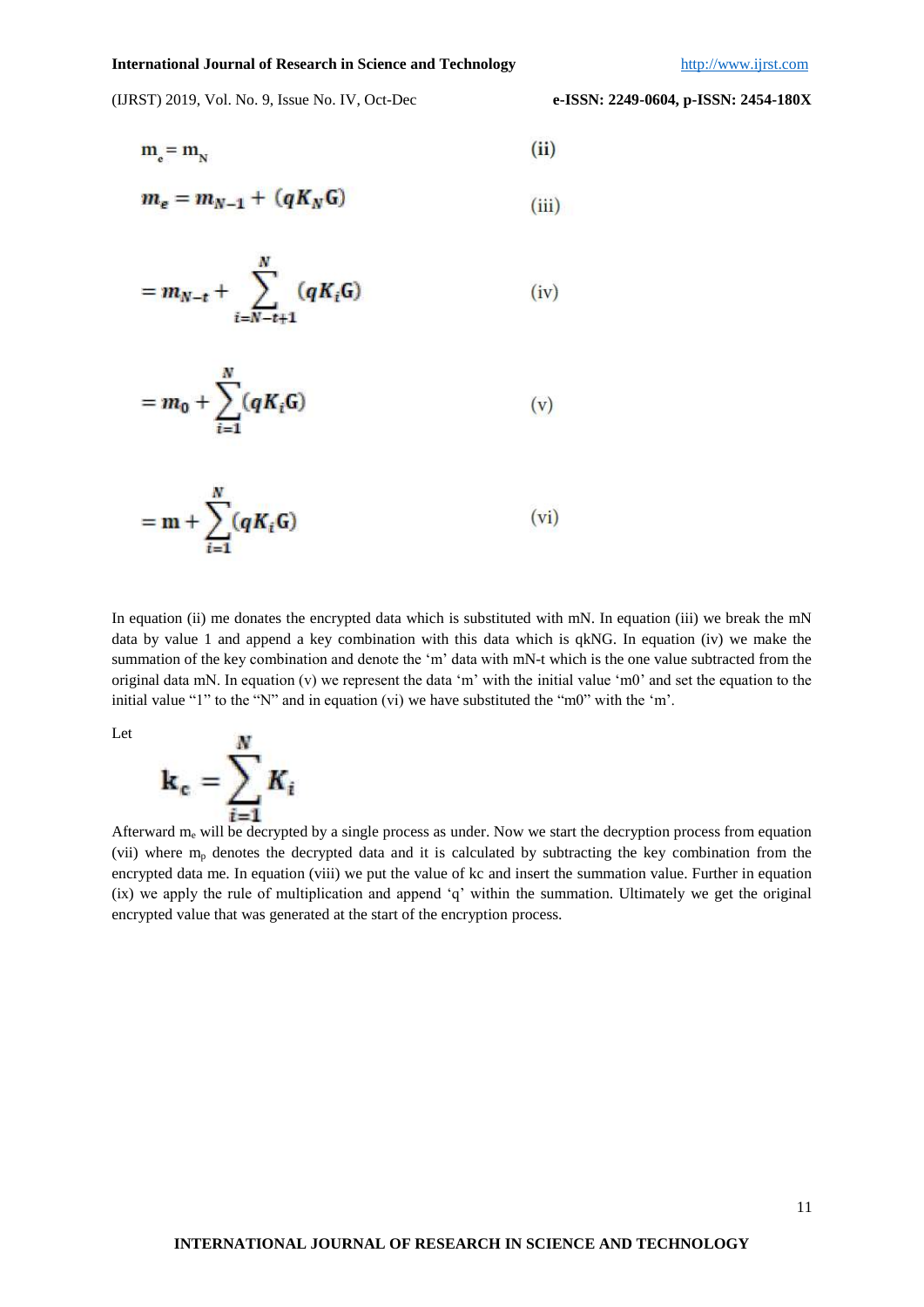$$m_e = m_N \tag{ii}$$

$$m_e = m_{N-1} + (qK_N G) \tag{iii}$$

$$= m_{N-t} + \sum_{i=N-t+1}^{N} (qK_i G) \tag{iv}$$

$$= m_0 + \sum_{i=1}^{N} (qK_i G) \tag{v}$$

$$= m + \sum_{i=1}^{N} (qK_i G) \tag{vi}$$

In equation (ii) me donates the encrypted data which is substituted with mN. In equation (iii) we break the mN data by value 1 and append a key combination with this data which is qkNG. In equation (iv) we make the summation of the key combination and denote the 'm' data with mN-t which is the one value subtracted from the original data mN. In equation (v) we represent the data 'm' with the initial value 'm0' and set the equation to the initial value "1" to the "N" and in equation (vi) we have substituted the "m0" with the 'm'.

Let

$$k_c = \sum_{i=1}^{N} K_i$$

Afterward $m_e$ will be decrypted by a single process as under. Now we start the decryption process from equation (vii) where $m_p$ denotes the decrypted data and it is calculated by subtracting the key combination from the encrypted data me. In equation (viii) we put the value of kc and insert the summation value. Further in equation (ix) we apply the rule of multiplication and append 'q' within the summation. Ultimately we get the original encrypted value that was generated at the start of the encryption process.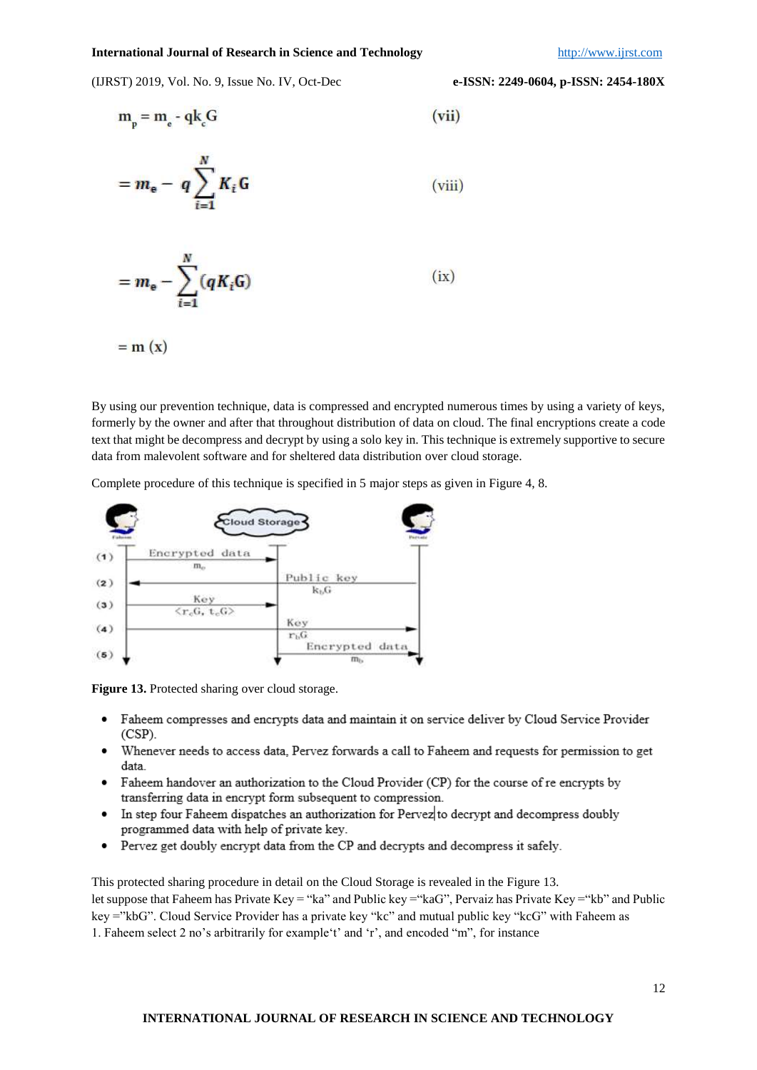$$m_p = m_e - qk_cG \quad \text{(vii)}$$

$$= m_e - q\sum_{i=1}^{N} K_i G \quad \text{(viii)}$$

$$= m_e - \sum_{i=1}^{N} (qK_iG) \quad \text{(ix)}$$

$$= m \quad \text{(x)}$$

By using our prevention technique, data is compressed and encrypted numerous times by using a variety of keys, formerly by the owner and after that throughout distribution of data on cloud. The final encryptions create a code text that might be decompress and decrypt by using a solo key in. This technique is extremely supportive to secure data from malevolent software and for sheltered data distribution over cloud storage.

Complete procedure of this technique is specified in 5 major steps as given in Figure 4, 8.

**Figure 13.** Protected sharing over cloud storage.

- Faheem compresses and encrypts data and maintain it on service deliver by Cloud Service Provider (CSP).
- Whenever needs to access data, Pervez forwards a call to Faheem and requests for permission to get data.
- Faheem handover an authorization to the Cloud Provider (CP) for the course of re encrypts by transferring data in encrypt form subsequent to compression.
- In step four Faheem dispatches an authorization for Pervez to decrypt and decompress doubly programmed data with help of private key.
- Pervez get doubly encrypt data from the CP and decrypts and decompress it safely.

This protected sharing procedure in detail on the Cloud Storage is revealed in the Figure 13.
let suppose that Faheem has Private Key = "ka" and Public key ="kaG", Pervaiz has Private Key ="kb" and Public key ="kbG". Cloud Service Provider has a private key "kc" and mutual public key "kcG" with Faheem as
1. Faheem select 2 no's arbitrarily for example't' and 'r', and encoded "m", for instance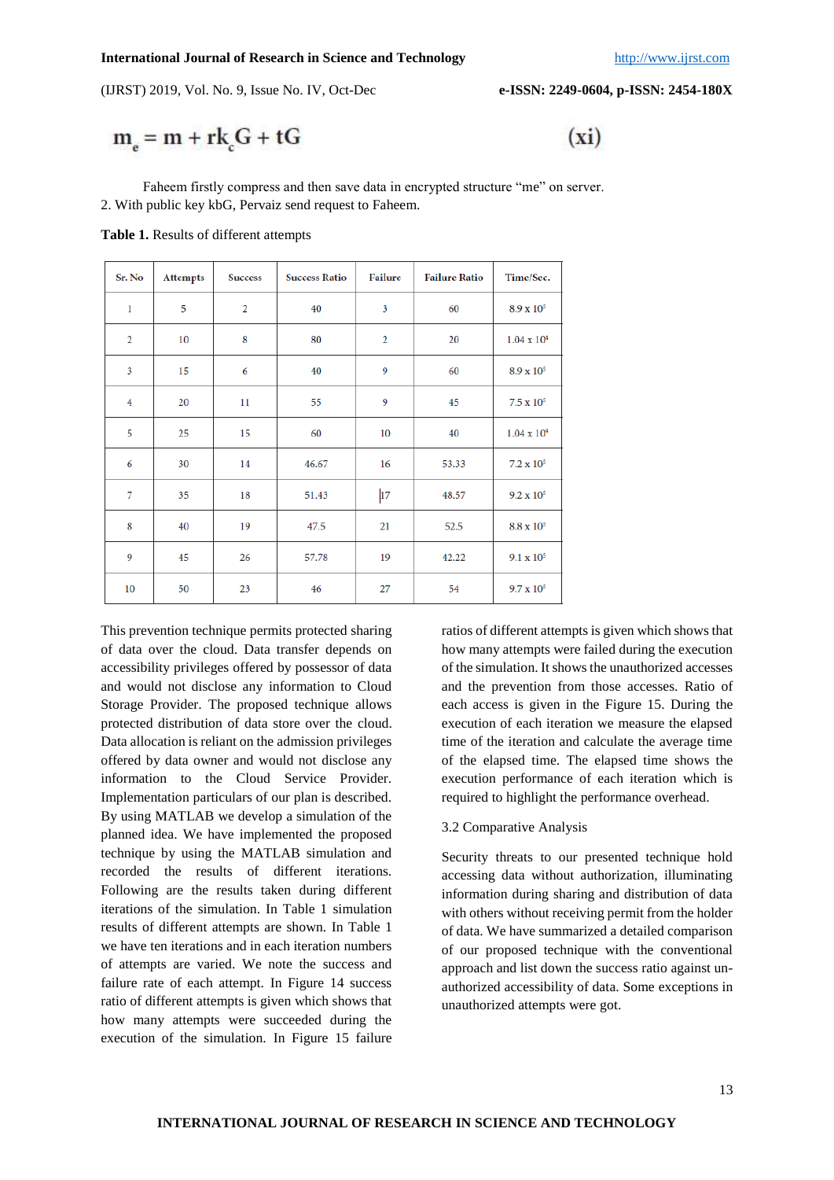$$m_e = m + rk_cG + tG \quad \text{(xi)}$$

Faheem firstly compress and then save data in encrypted structure "me" on server.

2. With public key kbG, Pervaiz send request to Faheem.

**Table 1.** Results of different attempts

| Sr. No | Attempts | Success | Success Ratio | Failure | Failure Ratio | Time/Sec. |
|---|---|---|---|---|---|---|
| 1 | 5 | 2 | 40 | 3 | 60 | $8.9 \times 10^5$ |
| 2 | 10 | 8 | 80 | 2 | 20 | $1.04 \times 10^4$ |
| 3 | 15 | 6 | 40 | 9 | 60 | $8.9 \times 10^5$ |
| 4 | 20 | 11 | 55 | 9 | 45 | $7.5 \times 10^5$ |
| 5 | 25 | 15 | 60 | 10 | 40 | $1.04 \times 10^4$ |
| 6 | 30 | 14 | 46.67 | 16 | 53.33 | $7.2 \times 10^5$ |
| 7 | 35 | 18 | 51.43 | 17 | 48.57 | $9.2 \times 10^5$ |
| 8 | 40 | 19 | 47.5 | 21 | 52.5 | $8.8 \times 10^5$ |
| 9 | 45 | 26 | 57.78 | 19 | 42.22 | $9.1 \times 10^5$ |
| 10 | 50 | 23 | 46 | 27 | 54 | $9.7 \times 10^5$ |

This prevention technique permits protected sharing of data over the cloud. Data transfer depends on accessibility privileges offered by possessor of data and would not disclose any information to Cloud Storage Provider. The proposed technique allows protected distribution of data store over the cloud. Data allocation is reliant on the admission privileges offered by data owner and would not disclose any information to the Cloud Service Provider. Implementation particulars of our plan is described. By using MATLAB we develop a simulation of the planned idea. We have implemented the proposed technique by using the MATLAB simulation and recorded the results of different iterations. Following are the results taken during different iterations of the simulation. In Table 1 simulation results of different attempts are shown. In Table 1 we have ten iterations and in each iteration numbers of attempts are varied. We note the success and failure rate of each attempt. In Figure 14 success ratio of different attempts is given which shows that how many attempts were succeeded during the execution of the simulation. In Figure 15 failure ratios of different attempts is given which shows that how many attempts were failed during the execution of the simulation. It shows the unauthorized accesses and the prevention from those accesses. Ratio of each access is given in the Figure 15. During the execution of each iteration we measure the elapsed time of the iteration and calculate the average time of the elapsed time. The elapsed time shows the execution performance of each iteration which is required to highlight the performance overhead.

3.2 Comparative Analysis

Security threats to our presented technique hold accessing data without authorization, illuminating information during sharing and distribution of data with others without receiving permit from the holder of data. We have summarized a detailed comparison of our proposed technique with the conventional approach and list down the success ratio against un-authorized accessibility of data. Some exceptions in unauthorized attempts were got.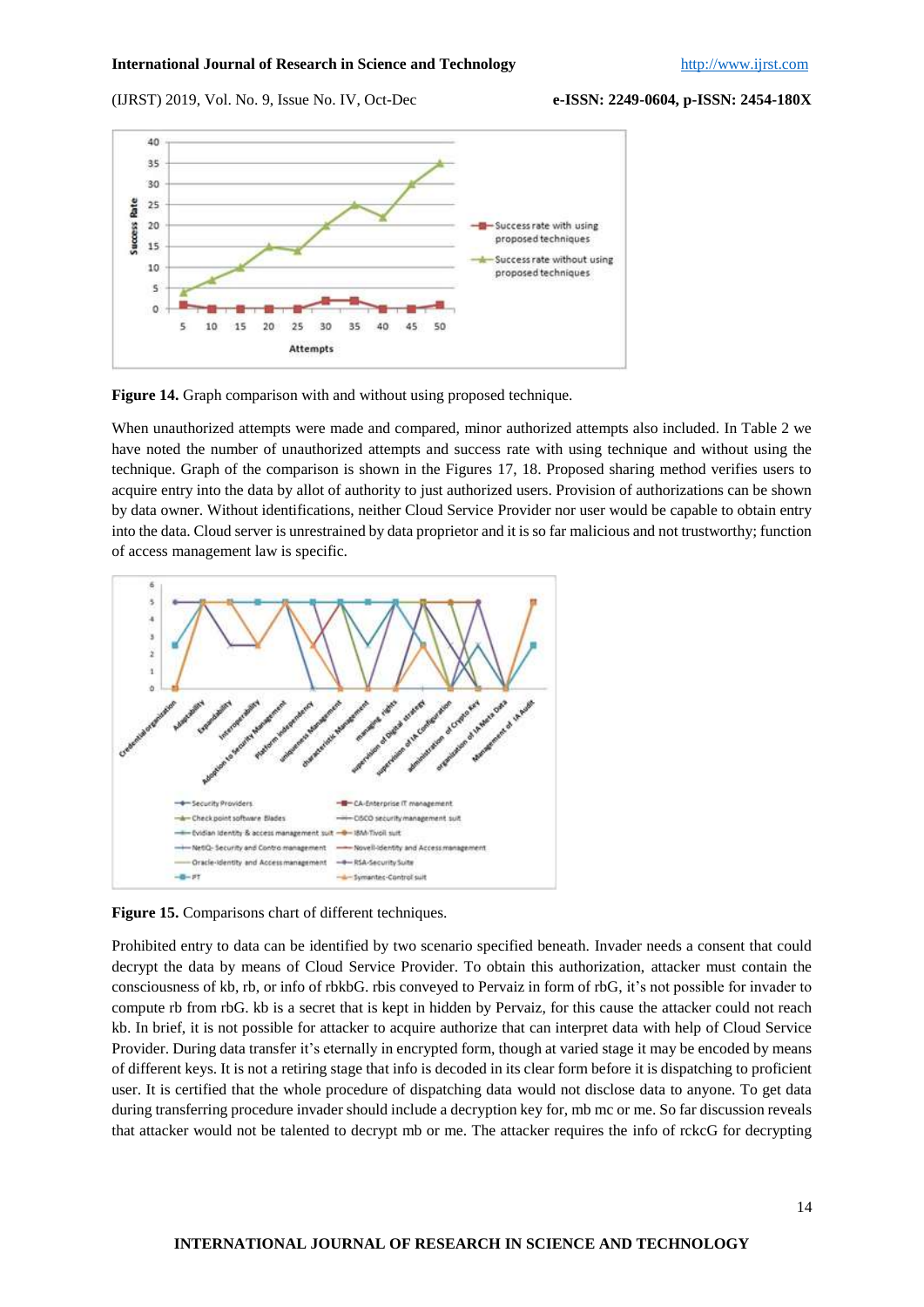**Figure 14.** Graph comparison with and without using proposed technique.

When unauthorized attempts were made and compared, minor authorized attempts also included. In Table 2 we have noted the number of unauthorized attempts and success rate with using technique and without using the technique. Graph of the comparison is shown in the Figures 17, 18. Proposed sharing method verifies users to acquire entry into the data by allot of authority to just authorized users. Provision of authorizations can be shown by data owner. Without identifications, neither Cloud Service Provider nor user would be capable to obtain entry into the data. Cloud server is unrestrained by data proprietor and it is so far malicious and not trustworthy; function of access management law is specific.

**Figure 15.** Comparisons chart of different techniques.

Prohibited entry to data can be identified by two scenario specified beneath. Invader needs a consent that could decrypt the data by means of Cloud Service Provider. To obtain this authorization, attacker must contain the consciousness of kb, rb, or info of rbkbG. rbis conveyed to Pervaiz in form of rbG, it's not possible for invader to compute rb from rbG. kb is a secret that is kept in hidden by Pervaiz, for this cause the attacker could not reach kb. In brief, it is not possible for attacker to acquire authorize that can interpret data with help of Cloud Service Provider. During data transfer it's eternally in encrypted form, though at varied stage it may be encoded by means of different keys. It is not a retiring stage that info is decoded in its clear form before it is dispatching to proficient user. It is certified that the whole procedure of dispatching data would not disclose data to anyone. To get data during transferring procedure invader should include a decryption key for, mb mc or me. So far discussion reveals that attacker would not be talented to decrypt mb or me. The attacker requires the info of rckcG for decrypting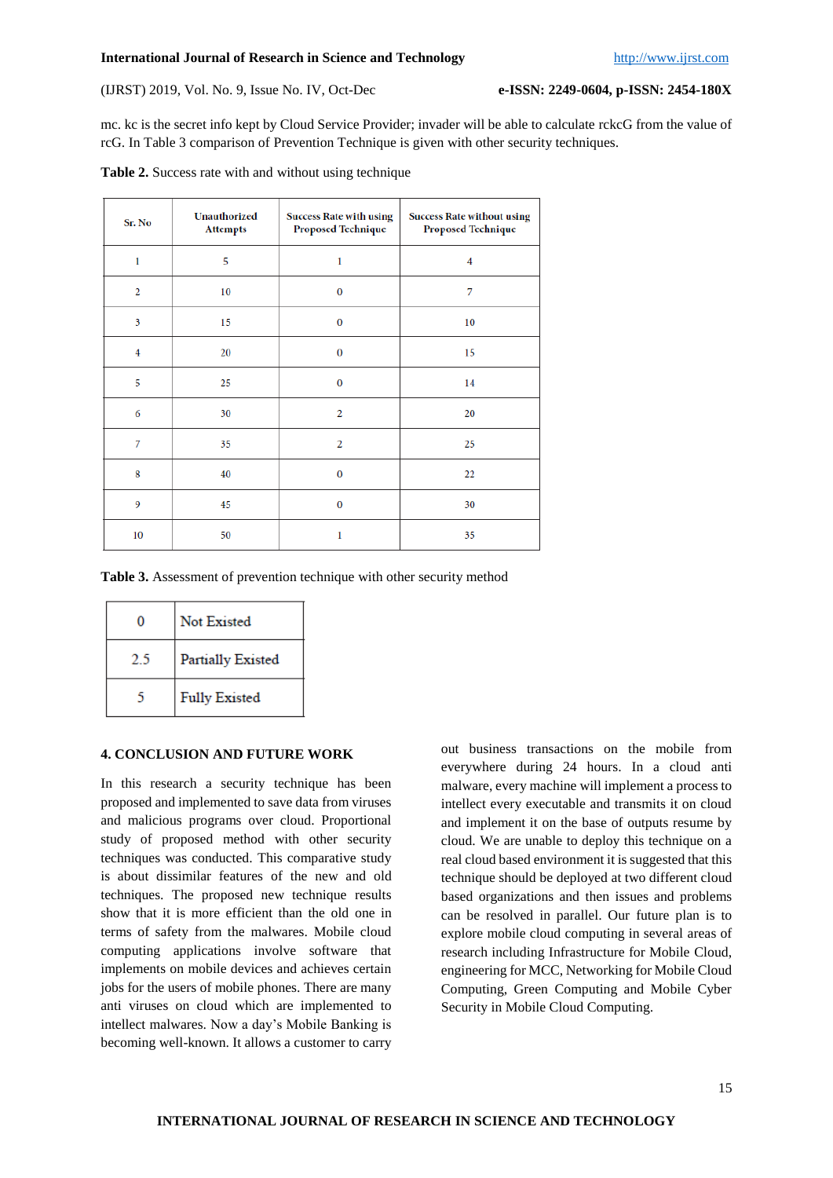mc. kc is the secret info kept by Cloud Service Provider; invader will be able to calculate rckcG from the value of rcG. In Table 3 comparison of Prevention Technique is given with other security techniques.

**Table 2.** Success rate with and without using technique

| Sr. No | Unauthorized Attempts | Success Rate with using Proposed Technique | Success Rate without using Proposed Technique |
|---|---|---|---|
| 1 | 5 | 1 | 4 |
| 2 | 10 | 0 | 7 |
| 3 | 15 | 0 | 10 |
| 4 | 20 | 0 | 15 |
| 5 | 25 | 0 | 14 |
| 6 | 30 | 2 | 20 |
| 7 | 35 | 2 | 25 |
| 8 | 40 | 0 | 22 |
| 9 | 45 | 0 | 30 |
| 10 | 50 | 1 | 35 |

**Table 3.** Assessment of prevention technique with other security method

| | |
|---|---|
| 0 | Not Existed |
| 2.5 | Partially Existed |
| 5 | Fully Existed |

## 4. CONCLUSION AND FUTURE WORK

In this research a security technique has been proposed and implemented to save data from viruses and malicious programs over cloud. Proportional study of proposed method with other security techniques was conducted. This comparative study is about dissimilar features of the new and old techniques. The proposed new technique results show that it is more efficient than the old one in terms of safety from the malwares. Mobile cloud computing applications involve software that implements on mobile devices and achieves certain jobs for the users of mobile phones. There are many anti viruses on cloud which are implemented to intellect malwares. Now a day's Mobile Banking is becoming well-known. It allows a customer to carry out business transactions on the mobile from everywhere during 24 hours. In a cloud anti malware, every machine will implement a process to intellect every executable and transmits it on cloud and implement it on the base of outputs resume by cloud. We are unable to deploy this technique on a real cloud based environment it is suggested that this technique should be deployed at two different cloud based organizations and then issues and problems can be resolved in parallel. Our future plan is to explore mobile cloud computing in several areas of research including Infrastructure for Mobile Cloud, engineering for MCC, Networking for Mobile Cloud Computing, Green Computing and Mobile Cyber Security in Mobile Cloud Computing.